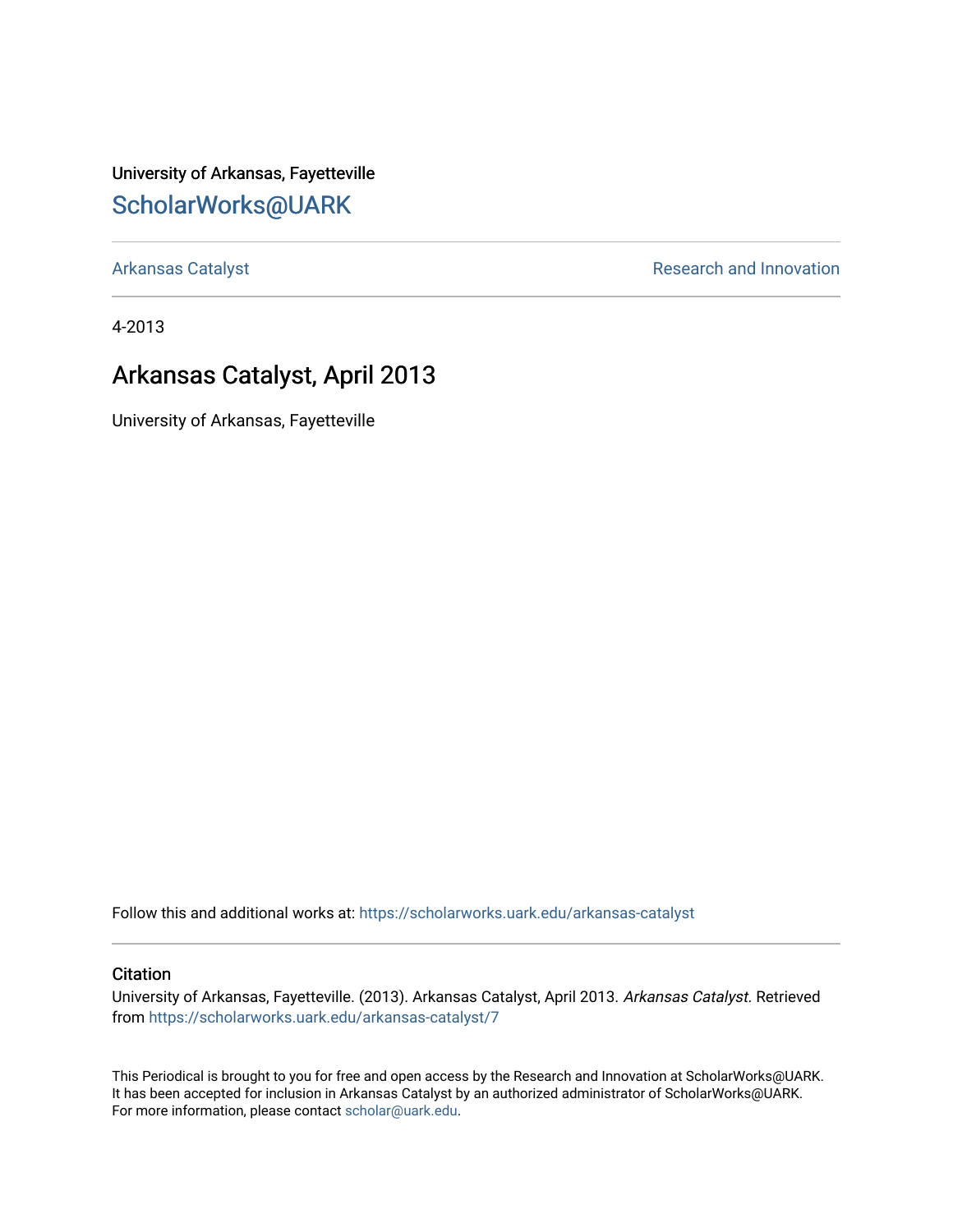University of Arkansas, Fayetteville

## ScholarWorks@UARK

Arkansas Catalyst | Research and Innovation

4-2013

# Arkansas Catalyst, April 2013

University of Arkansas, Fayetteville

Follow this and additional works at: https://scholarworks.uark.edu/arkansas-catalyst

### Citation

University of Arkansas, Fayetteville. (2013). Arkansas Catalyst, April 2013. *Arkansas Catalyst.* Retrieved from https://scholarworks.uark.edu/arkansas-catalyst/7

This Periodical is brought to you for free and open access by the Research and Innovation at ScholarWorks@UARK. It has been accepted for inclusion in Arkansas Catalyst by an authorized administrator of ScholarWorks@UARK. For more information, please contact scholar@uark.edu.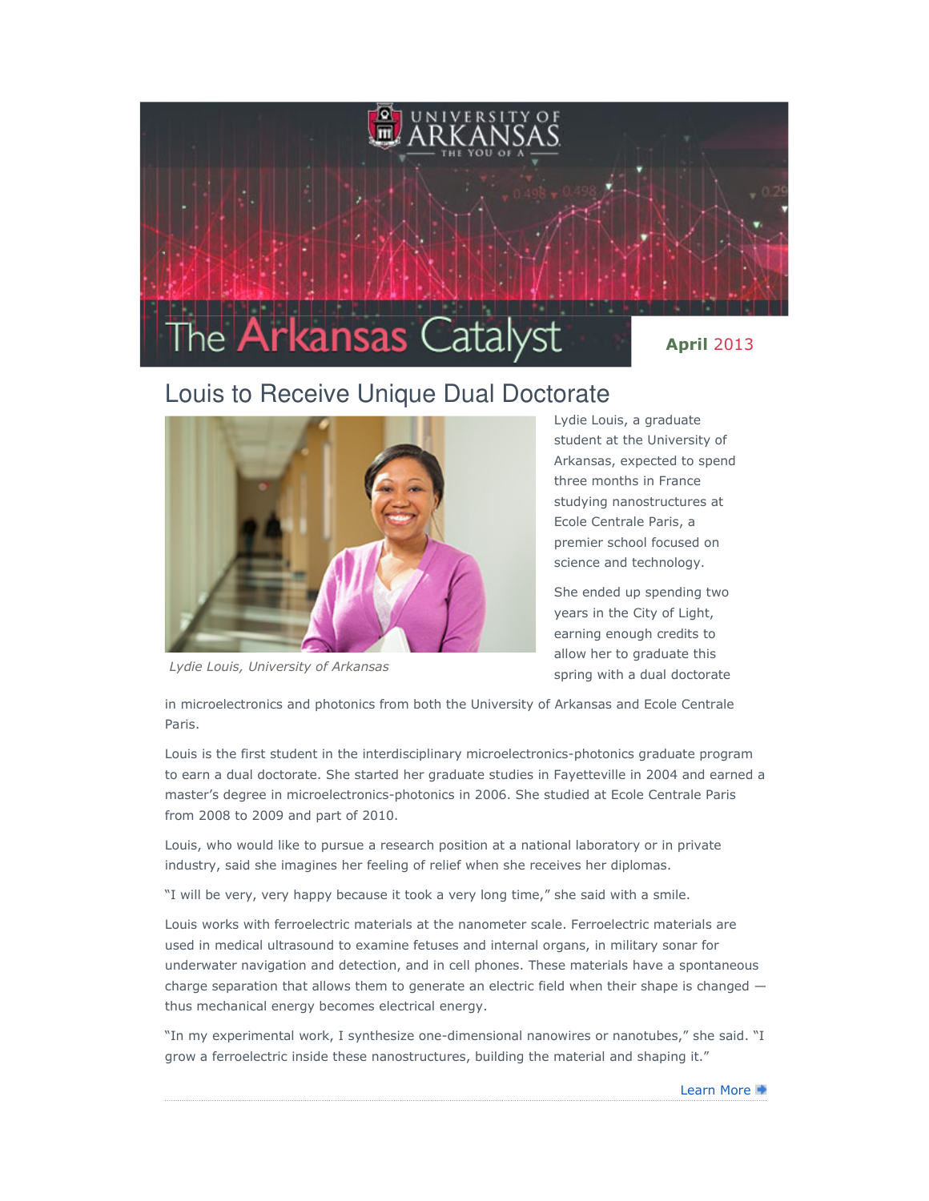# The Arkansas Catalyst

**April** 2013

## Louis to Receive Unique Dual Doctorate

*Lydie Louis, University of Arkansas*

Lydie Louis, a graduate student at the University of Arkansas, expected to spend three months in France studying nanostructures at Ecole Centrale Paris, a premier school focused on science and technology.

She ended up spending two years in the City of Light, earning enough credits to allow her to graduate this spring with a dual doctorate in microelectronics and photonics from both the University of Arkansas and Ecole Centrale Paris.

Louis is the first student in the interdisciplinary microelectronics-photonics graduate program to earn a dual doctorate. She started her graduate studies in Fayetteville in 2004 and earned a master's degree in microelectronics-photonics in 2006. She studied at Ecole Centrale Paris from 2008 to 2009 and part of 2010.

Louis, who would like to pursue a research position at a national laboratory or in private industry, said she imagines her feeling of relief when she receives her diplomas.

"I will be very, very happy because it took a very long time," she said with a smile.

Louis works with ferroelectric materials at the nanometer scale. Ferroelectric materials are used in medical ultrasound to examine fetuses and internal organs, in military sonar for underwater navigation and detection, and in cell phones. These materials have a spontaneous charge separation that allows them to generate an electric field when their shape is changed — thus mechanical energy becomes electrical energy.

"In my experimental work, I synthesize one-dimensional nanowires or nanotubes," she said. "I grow a ferroelectric inside these nanostructures, building the material and shaping it."

Learn More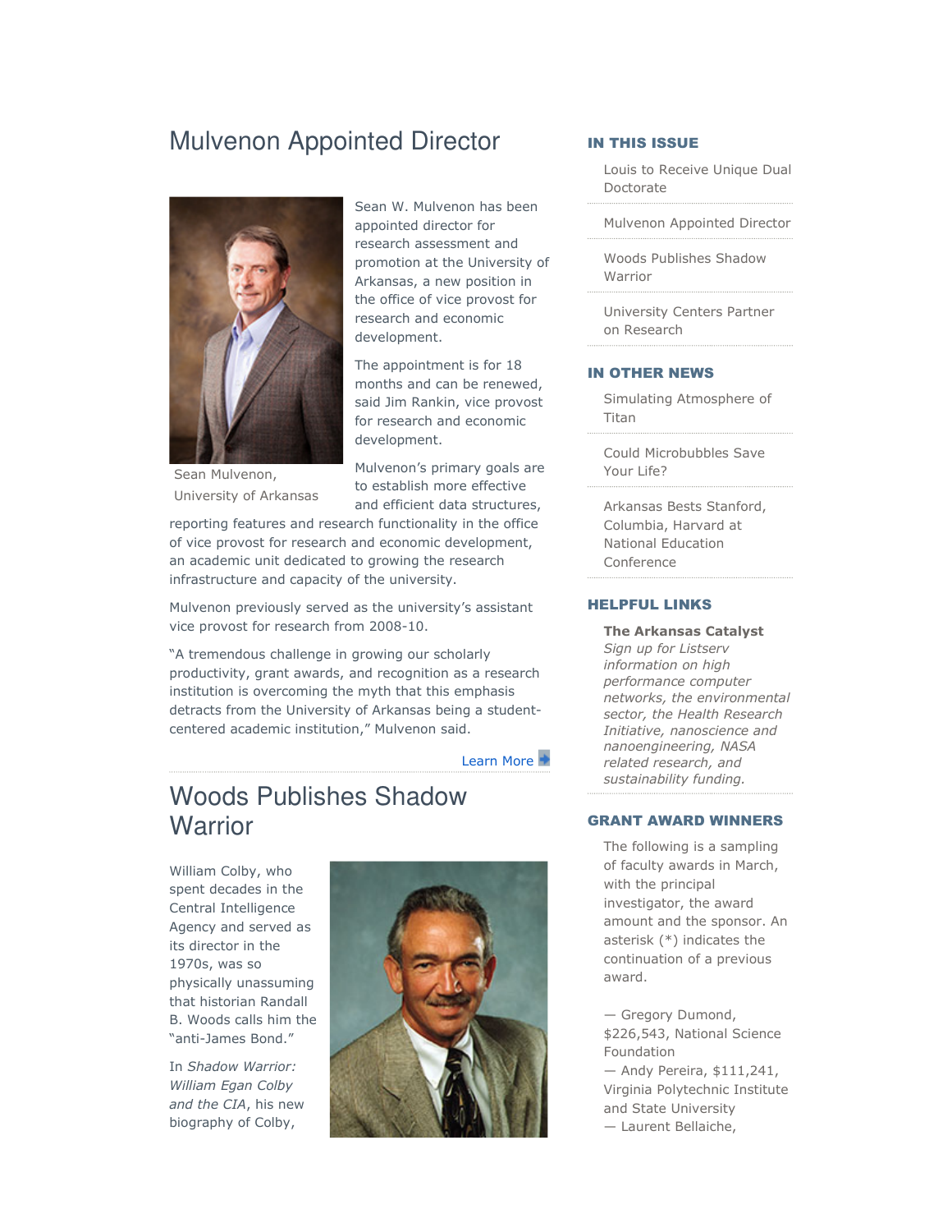# Mulvenon Appointed Director

Sean Mulvenon, University of Arkansas

Sean W. Mulvenon has been appointed director for research assessment and promotion at the University of Arkansas, a new position in the office of vice provost for research and economic development.

The appointment is for 18 months and can be renewed, said Jim Rankin, vice provost for research and economic development.

Mulvenon's primary goals are to establish more effective and efficient data structures, reporting features and research functionality in the office of vice provost for research and economic development, an academic unit dedicated to growing the research infrastructure and capacity of the university.

Mulvenon previously served as the university's assistant vice provost for research from 2008-10.

"A tremendous challenge in growing our scholarly productivity, grant awards, and recognition as a research institution is overcoming the myth that this emphasis detracts from the University of Arkansas being a student-centered academic institution," Mulvenon said.

Learn More

# Woods Publishes Shadow Warrior

William Colby, who spent decades in the Central Intelligence Agency and served as its director in the 1970s, was so physically unassuming that historian Randall B. Woods calls him the "anti-James Bond."

In *Shadow Warrior: William Egan Colby and the CIA*, his new biography of Colby,

## IN THIS ISSUE

- Louis to Receive Unique Dual Doctorate
- Mulvenon Appointed Director
- Woods Publishes Shadow Warrior
- University Centers Partner on Research

## IN OTHER NEWS

- Simulating Atmosphere of Titan
- Could Microbubbles Save Your Life?
- Arkansas Bests Stanford, Columbia, Harvard at National Education Conference

## HELPFUL LINKS

**The Arkansas Catalyst**
*Sign up for Listserv information on high performance computer networks, the environmental sector, the Health Research Initiative, nanoscience and nanoengineering, NASA related research, and sustainability funding.*

## GRANT AWARD WINNERS

The following is a sampling of faculty awards in March, with the principal investigator, the award amount and the sponsor. An asterisk (*) indicates the continuation of a previous award.

— Gregory Dumond, $226,543, National Science Foundation
— Andy Pereira, $111,241, Virginia Polytechnic Institute and State University
— Laurent Bellaiche,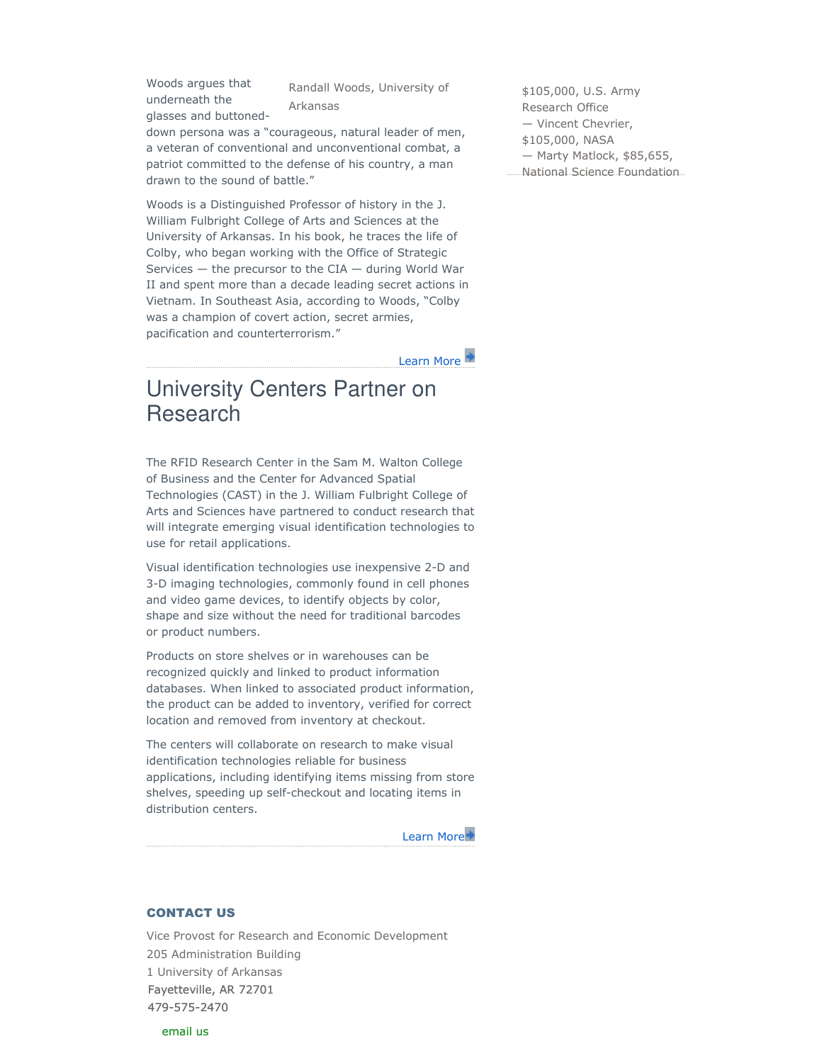Woods argues that underneath the glasses and buttoned-down persona was a "courageous, natural leader of men, a veteran of conventional and unconventional combat, a patriot committed to the defense of his country, a man drawn to the sound of battle."

Randall Woods, University of Arkansas

Woods is a Distinguished Professor of history in the J. William Fulbright College of Arts and Sciences at the University of Arkansas. In his book, he traces the life of Colby, who began working with the Office of Strategic Services — the precursor to the CIA — during World War II and spent more than a decade leading secret actions in Vietnam. In Southeast Asia, according to Woods, "Colby was a champion of covert action, secret armies, pacification and counterterrorism."

Learn More

## University Centers Partner on Research

The RFID Research Center in the Sam M. Walton College of Business and the Center for Advanced Spatial Technologies (CAST) in the J. William Fulbright College of Arts and Sciences have partnered to conduct research that will integrate emerging visual identification technologies to use for retail applications.

Visual identification technologies use inexpensive 2-D and 3-D imaging technologies, commonly found in cell phones and video game devices, to identify objects by color, shape and size without the need for traditional barcodes or product numbers.

Products on store shelves or in warehouses can be recognized quickly and linked to product information databases. When linked to associated product information, the product can be added to inventory, verified for correct location and removed from inventory at checkout.

The centers will collaborate on research to make visual identification technologies reliable for business applications, including identifying items missing from store shelves, speeding up self-checkout and locating items in distribution centers.

Learn More

$105,000, U.S. Army Research Office
— Vincent Chevrier, $105,000, NASA
— Marty Matlock, $85,655, National Science Foundation

### CONTACT US

Vice Provost for Research and Economic Development
205 Administration Building
1 University of Arkansas
Fayetteville, AR 72701
479-575-2470

email us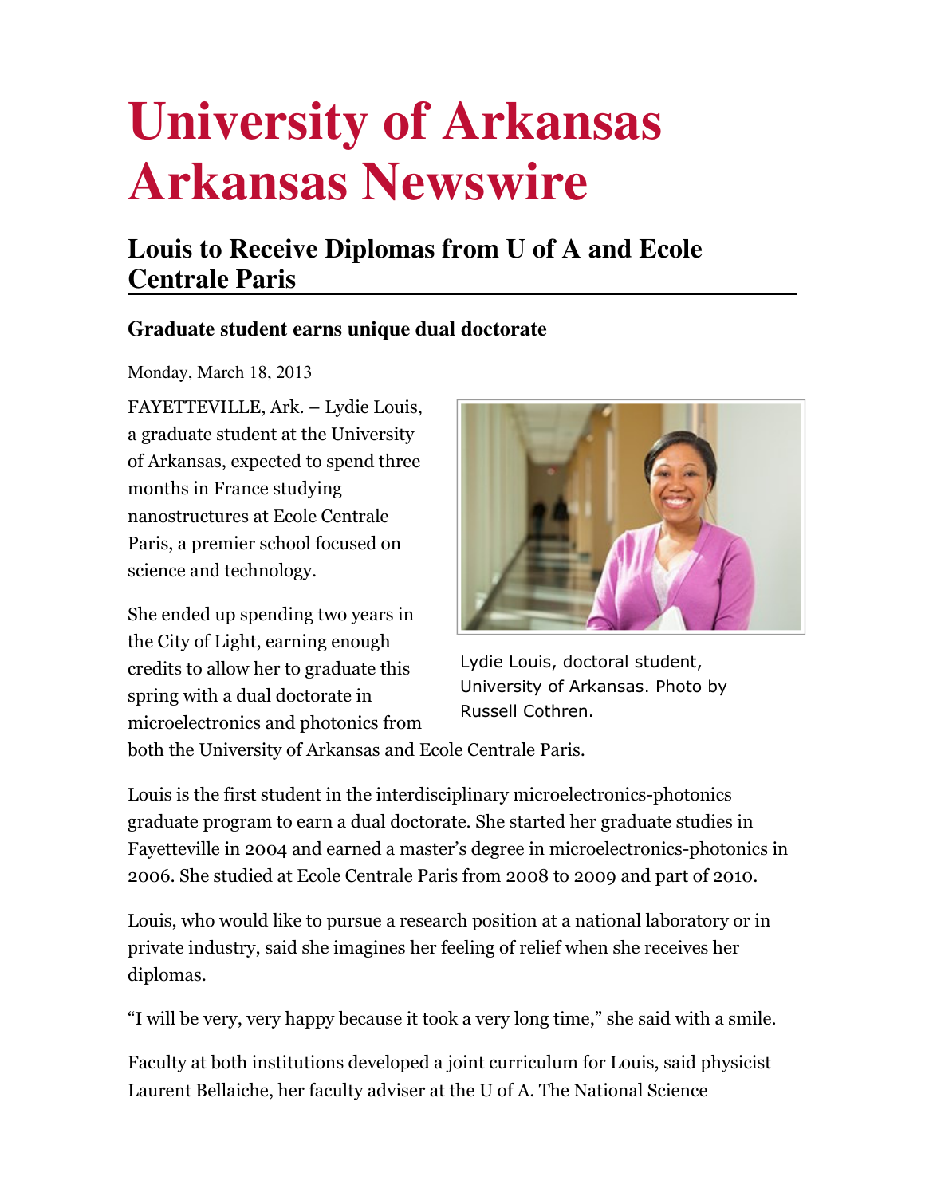# University of Arkansas Arkansas Newswire

## Louis to Receive Diplomas from U of A and Ecole Centrale Paris

### Graduate student earns unique dual doctorate

Monday, March 18, 2013

FAYETTEVILLE, Ark. – Lydie Louis, a graduate student at the University of Arkansas, expected to spend three months in France studying nanostructures at Ecole Centrale Paris, a premier school focused on science and technology.

Lydie Louis, doctoral student, University of Arkansas. Photo by Russell Cothren.

She ended up spending two years in the City of Light, earning enough credits to allow her to graduate this spring with a dual doctorate in microelectronics and photonics from both the University of Arkansas and Ecole Centrale Paris.

Louis is the first student in the interdisciplinary microelectronics-photonics graduate program to earn a dual doctorate. She started her graduate studies in Fayetteville in 2004 and earned a master's degree in microelectronics-photonics in 2006. She studied at Ecole Centrale Paris from 2008 to 2009 and part of 2010.

Louis, who would like to pursue a research position at a national laboratory or in private industry, said she imagines her feeling of relief when she receives her diplomas.

"I will be very, very happy because it took a very long time," she said with a smile.

Faculty at both institutions developed a joint curriculum for Louis, said physicist Laurent Bellaiche, her faculty adviser at the U of A. The National Science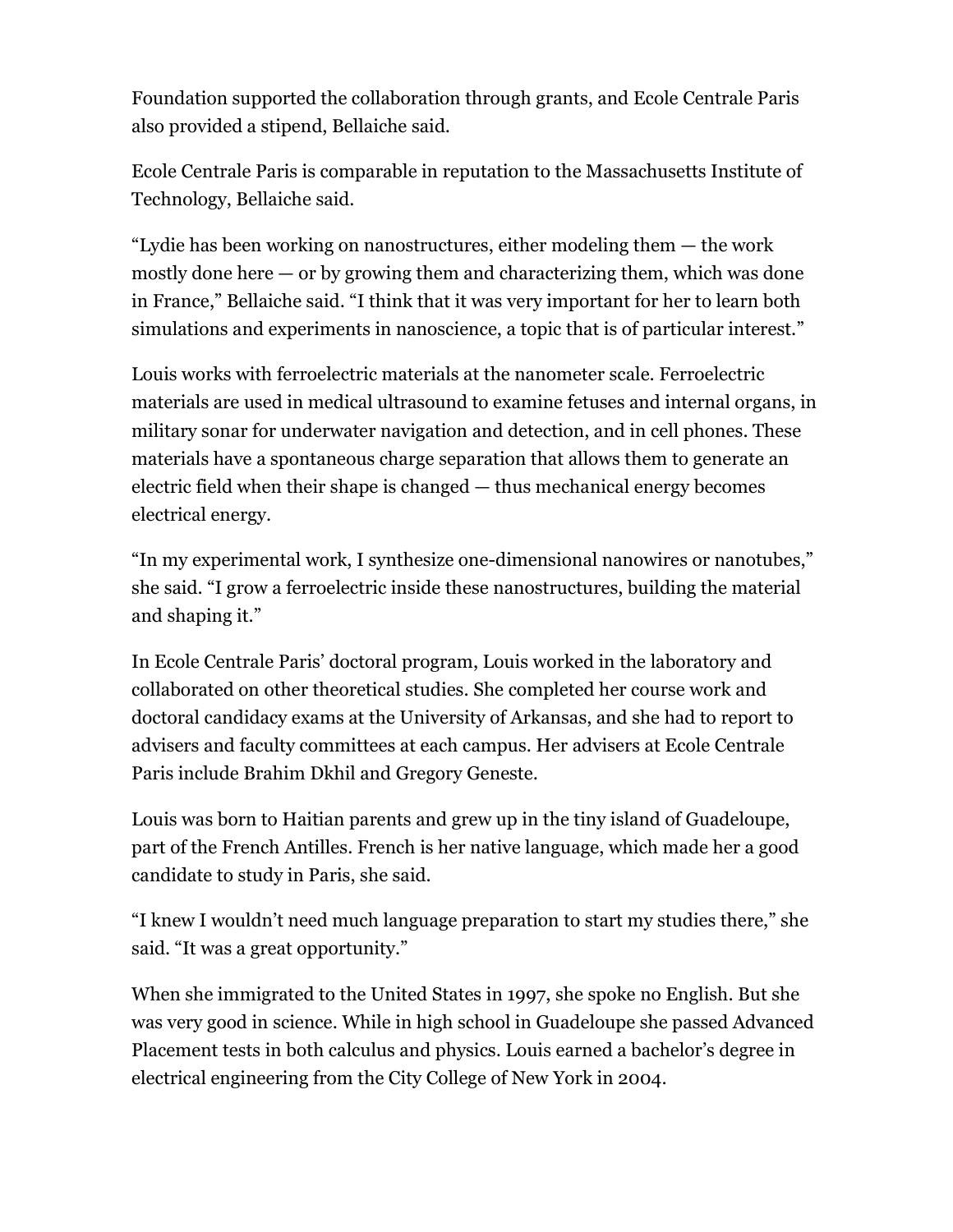Foundation supported the collaboration through grants, and Ecole Centrale Paris also provided a stipend, Bellaiche said.

Ecole Centrale Paris is comparable in reputation to the Massachusetts Institute of Technology, Bellaiche said.

“Lydie has been working on nanostructures, either modeling them — the work mostly done here — or by growing them and characterizing them, which was done in France,” Bellaiche said. “I think that it was very important for her to learn both simulations and experiments in nanoscience, a topic that is of particular interest.”

Louis works with ferroelectric materials at the nanometer scale. Ferroelectric materials are used in medical ultrasound to examine fetuses and internal organs, in military sonar for underwater navigation and detection, and in cell phones. These materials have a spontaneous charge separation that allows them to generate an electric field when their shape is changed — thus mechanical energy becomes electrical energy.

“In my experimental work, I synthesize one-dimensional nanowires or nanotubes,” she said. “I grow a ferroelectric inside these nanostructures, building the material and shaping it.”

In Ecole Centrale Paris’ doctoral program, Louis worked in the laboratory and collaborated on other theoretical studies. She completed her course work and doctoral candidacy exams at the University of Arkansas, and she had to report to advisers and faculty committees at each campus. Her advisers at Ecole Centrale Paris include Brahim Dkhil and Gregory Geneste.

Louis was born to Haitian parents and grew up in the tiny island of Guadeloupe, part of the French Antilles. French is her native language, which made her a good candidate to study in Paris, she said.

“I knew I wouldn’t need much language preparation to start my studies there,” she said. “It was a great opportunity.”

When she immigrated to the United States in 1997, she spoke no English. But she was very good in science. While in high school in Guadeloupe she passed Advanced Placement tests in both calculus and physics. Louis earned a bachelor’s degree in electrical engineering from the City College of New York in 2004.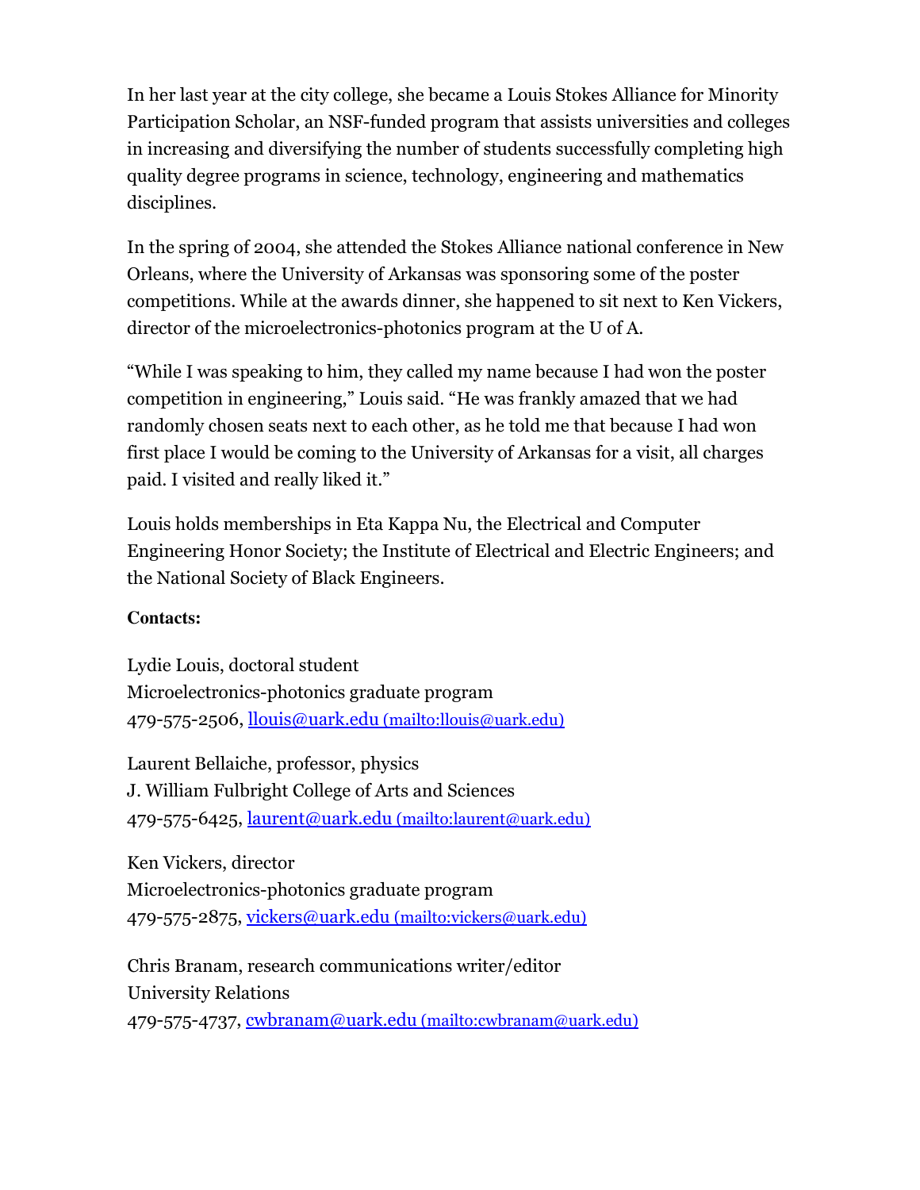In her last year at the city college, she became a Louis Stokes Alliance for Minority Participation Scholar, an NSF-funded program that assists universities and colleges in increasing and diversifying the number of students successfully completing high quality degree programs in science, technology, engineering and mathematics disciplines.

In the spring of 2004, she attended the Stokes Alliance national conference in New Orleans, where the University of Arkansas was sponsoring some of the poster competitions. While at the awards dinner, she happened to sit next to Ken Vickers, director of the microelectronics-photonics program at the U of A.

“While I was speaking to him, they called my name because I had won the poster competition in engineering,” Louis said. “He was frankly amazed that we had randomly chosen seats next to each other, as he told me that because I had won first place I would be coming to the University of Arkansas for a visit, all charges paid. I visited and really liked it.”

Louis holds memberships in Eta Kappa Nu, the Electrical and Computer Engineering Honor Society; the Institute of Electrical and Electric Engineers; and the National Society of Black Engineers.

**Contacts:**

Lydie Louis, doctoral student
Microelectronics-photonics graduate program
479-575-2506, [llouis@uark.edu (mailto:llouis@uark.edu)](mailto:llouis@uark.edu)

Laurent Bellaiche, professor, physics
J. William Fulbright College of Arts and Sciences
479-575-6425, [laurent@uark.edu (mailto:laurent@uark.edu)](mailto:laurent@uark.edu)

Ken Vickers, director
Microelectronics-photonics graduate program
479-575-2875, [vickers@uark.edu (mailto:vickers@uark.edu)](mailto:vickers@uark.edu)

Chris Branam, research communications writer/editor
University Relations
479-575-4737, [cwbranam@uark.edu (mailto:cwbranam@uark.edu)](mailto:cwbranam@uark.edu)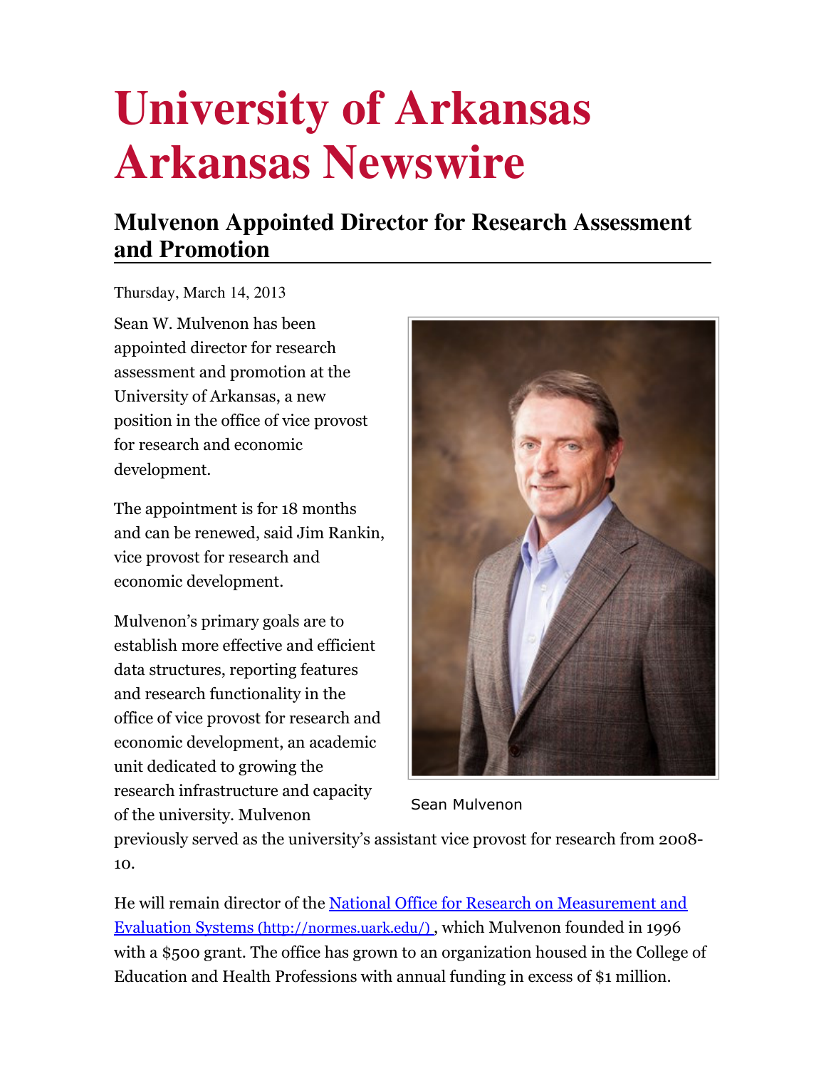# University of Arkansas Arkansas Newswire

## Mulvenon Appointed Director for Research Assessment and Promotion

Thursday, March 14, 2013

Sean W. Mulvenon has been appointed director for research assessment and promotion at the University of Arkansas, a new position in the office of vice provost for research and economic development.

The appointment is for 18 months and can be renewed, said Jim Rankin, vice provost for research and economic development.

Mulvenon's primary goals are to establish more effective and efficient data structures, reporting features and research functionality in the office of vice provost for research and economic development, an academic unit dedicated to growing the research infrastructure and capacity of the university. Mulvenon previously served as the university's assistant vice provost for research from 2008-10.

Sean Mulvenon

He will remain director of the [National Office for Research on Measurement and Evaluation Systems (http://normes.uark.edu/)](http://normes.uark.edu/), which Mulvenon founded in 1996 with a $500 grant. The office has grown to an organization housed in the College of Education and Health Professions with annual funding in excess of $1 million.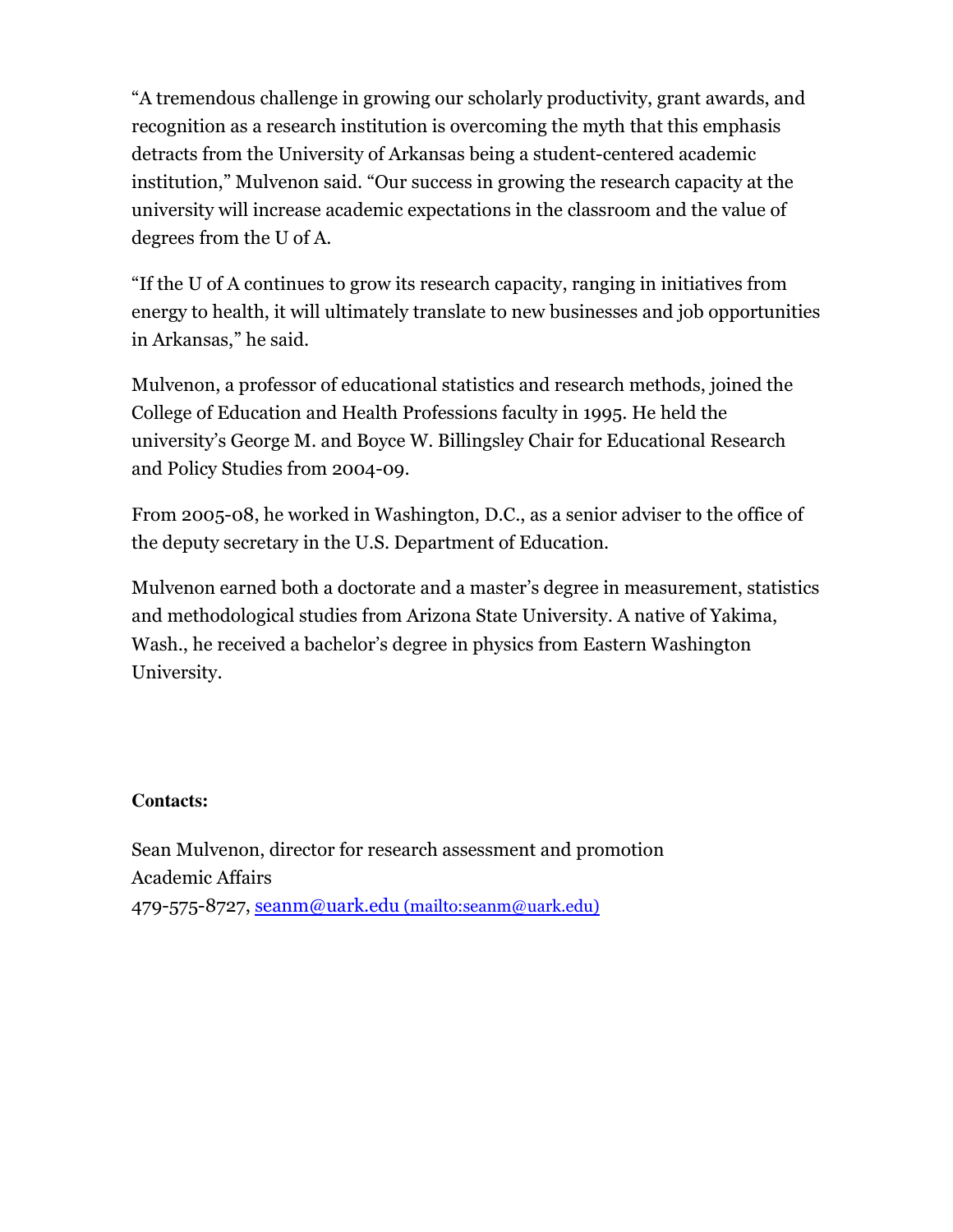"A tremendous challenge in growing our scholarly productivity, grant awards, and recognition as a research institution is overcoming the myth that this emphasis detracts from the University of Arkansas being a student-centered academic institution," Mulvenon said. "Our success in growing the research capacity at the university will increase academic expectations in the classroom and the value of degrees from the U of A.

"If the U of A continues to grow its research capacity, ranging in initiatives from energy to health, it will ultimately translate to new businesses and job opportunities in Arkansas," he said.

Mulvenon, a professor of educational statistics and research methods, joined the College of Education and Health Professions faculty in 1995. He held the university's George M. and Boyce W. Billingsley Chair for Educational Research and Policy Studies from 2004-09.

From 2005-08, he worked in Washington, D.C., as a senior adviser to the office of the deputy secretary in the U.S. Department of Education.

Mulvenon earned both a doctorate and a master's degree in measurement, statistics and methodological studies from Arizona State University. A native of Yakima, Wash., he received a bachelor's degree in physics from Eastern Washington University.

**Contacts:**

Sean Mulvenon, director for research assessment and promotion
Academic Affairs
479-575-8727, [seanm@uark.edu (mailto:seanm@uark.edu)](mailto:seanm@uark.edu)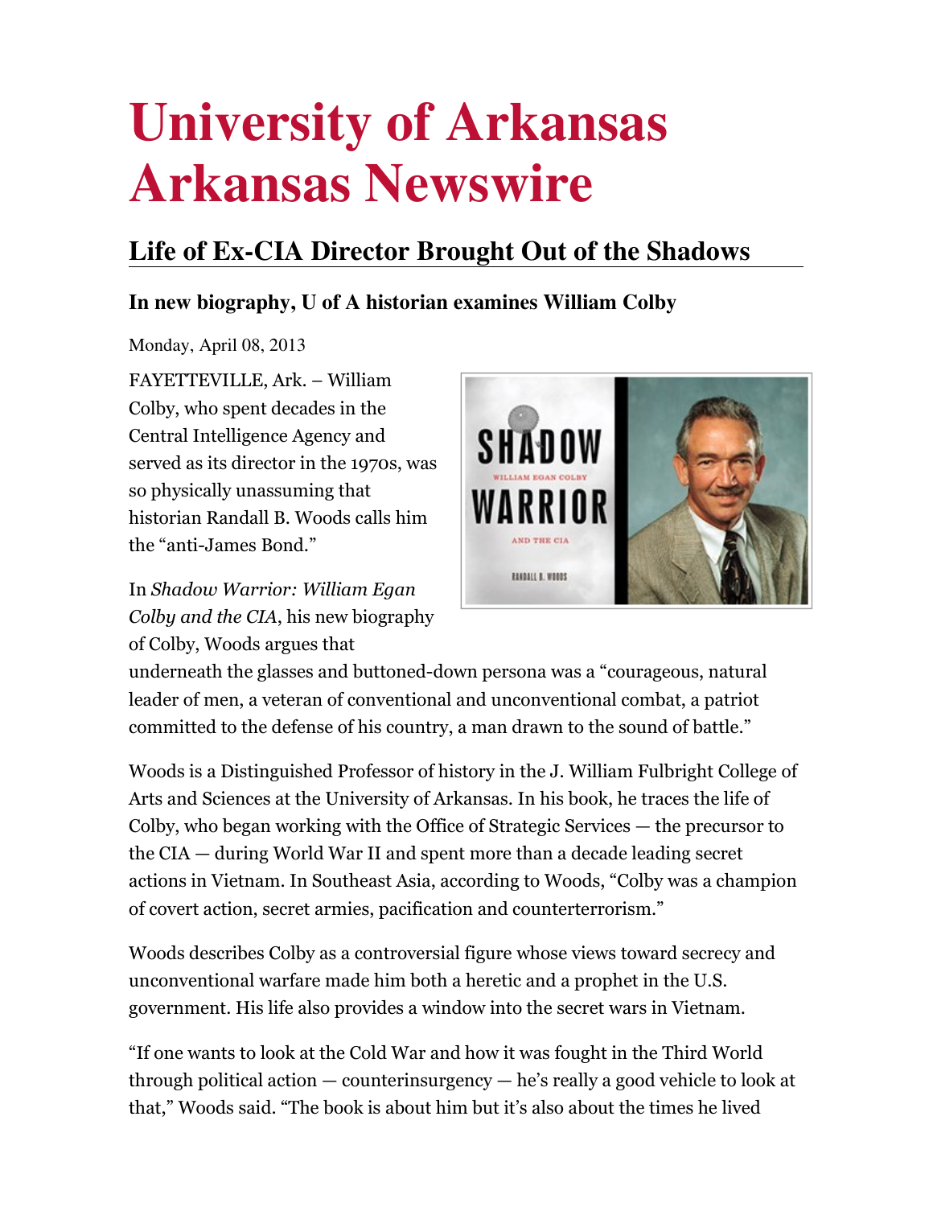# University of Arkansas Arkansas Newswire

## Life of Ex-CIA Director Brought Out of the Shadows

### In new biography, U of A historian examines William Colby

Monday, April 08, 2013

FAYETTEVILLE, Ark. – William Colby, who spent decades in the Central Intelligence Agency and served as its director in the 1970s, was so physically unassuming that historian Randall B. Woods calls him the "anti-James Bond."

In *Shadow Warrior: William Egan Colby and the CIA*, his new biography of Colby, Woods argues that underneath the glasses and buttoned-down persona was a "courageous, natural leader of men, a veteran of conventional and unconventional combat, a patriot committed to the defense of his country, a man drawn to the sound of battle."

Woods is a Distinguished Professor of history in the J. William Fulbright College of Arts and Sciences at the University of Arkansas. In his book, he traces the life of Colby, who began working with the Office of Strategic Services — the precursor to the CIA — during World War II and spent more than a decade leading secret actions in Vietnam. In Southeast Asia, according to Woods, "Colby was a champion of covert action, secret armies, pacification and counterterrorism."

Woods describes Colby as a controversial figure whose views toward secrecy and unconventional warfare made him both a heretic and a prophet in the U.S. government. His life also provides a window into the secret wars in Vietnam.

"If one wants to look at the Cold War and how it was fought in the Third World through political action — counterinsurgency — he's really a good vehicle to look at that," Woods said. "The book is about him but it's also about the times he lived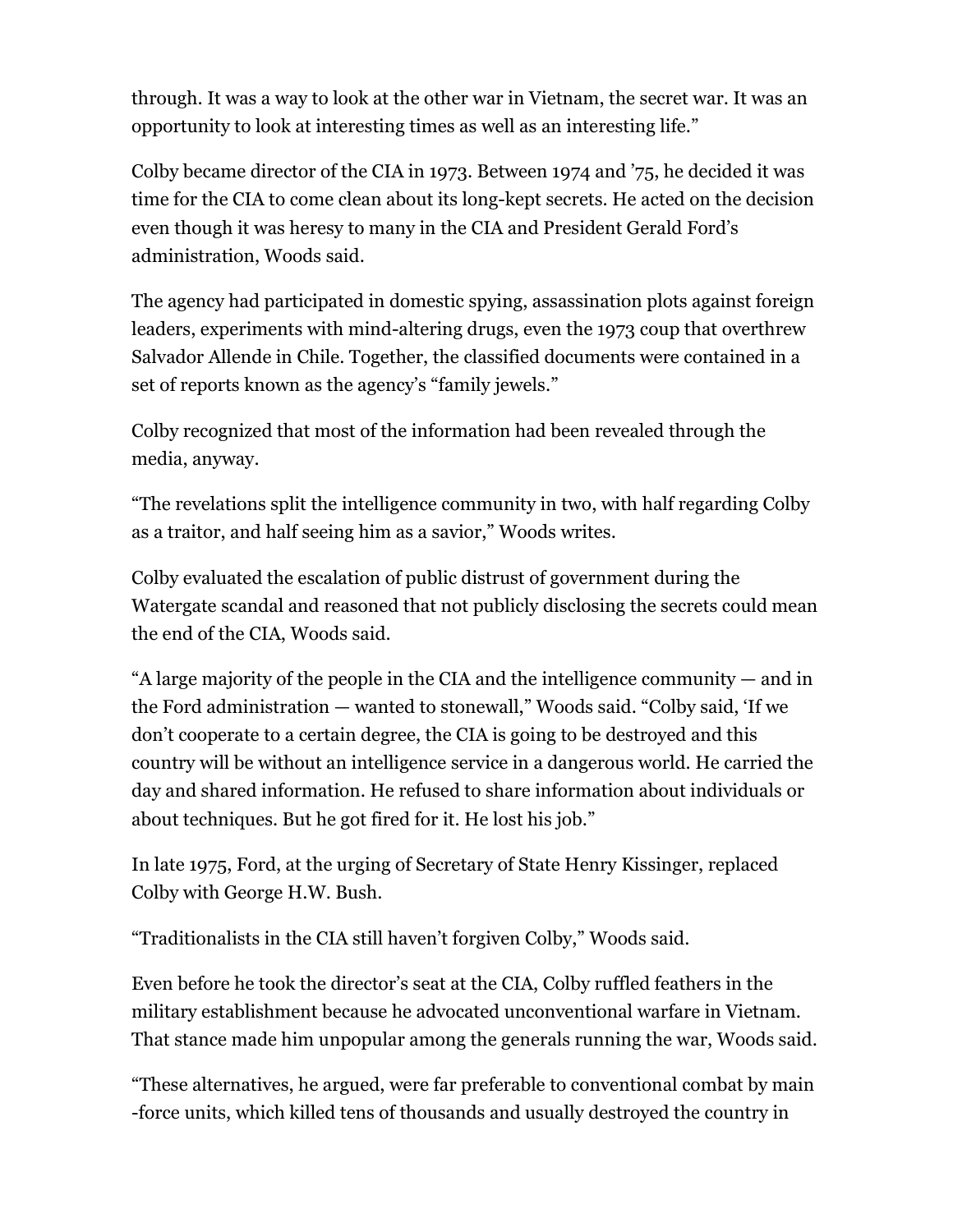through. It was a way to look at the other war in Vietnam, the secret war. It was an opportunity to look at interesting times as well as an interesting life."

Colby became director of the CIA in 1973. Between 1974 and '75, he decided it was time for the CIA to come clean about its long-kept secrets. He acted on the decision even though it was heresy to many in the CIA and President Gerald Ford's administration, Woods said.

The agency had participated in domestic spying, assassination plots against foreign leaders, experiments with mind-altering drugs, even the 1973 coup that overthrew Salvador Allende in Chile. Together, the classified documents were contained in a set of reports known as the agency's "family jewels."

Colby recognized that most of the information had been revealed through the media, anyway.

"The revelations split the intelligence community in two, with half regarding Colby as a traitor, and half seeing him as a savior," Woods writes.

Colby evaluated the escalation of public distrust of government during the Watergate scandal and reasoned that not publicly disclosing the secrets could mean the end of the CIA, Woods said.

"A large majority of the people in the CIA and the intelligence community — and in the Ford administration — wanted to stonewall," Woods said. "Colby said, 'If we don't cooperate to a certain degree, the CIA is going to be destroyed and this country will be without an intelligence service in a dangerous world. He carried the day and shared information. He refused to share information about individuals or about techniques. But he got fired for it. He lost his job."

In late 1975, Ford, at the urging of Secretary of State Henry Kissinger, replaced Colby with George H.W. Bush.

"Traditionalists in the CIA still haven't forgiven Colby," Woods said.

Even before he took the director's seat at the CIA, Colby ruffled feathers in the military establishment because he advocated unconventional warfare in Vietnam. That stance made him unpopular among the generals running the war, Woods said.

"These alternatives, he argued, were far preferable to conventional combat by main -force units, which killed tens of thousands and usually destroyed the country in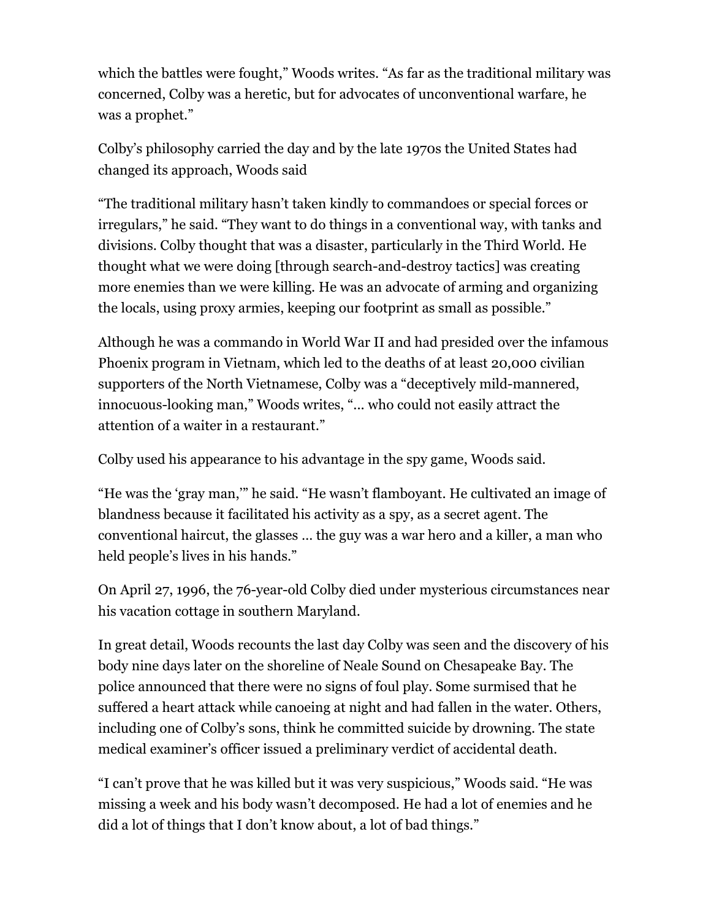which the battles were fought," Woods writes. "As far as the traditional military was concerned, Colby was a heretic, but for advocates of unconventional warfare, he was a prophet."

Colby's philosophy carried the day and by the late 1970s the United States had changed its approach, Woods said

"The traditional military hasn't taken kindly to commandoes or special forces or irregulars," he said. "They want to do things in a conventional way, with tanks and divisions. Colby thought that was a disaster, particularly in the Third World. He thought what we were doing [through search-and-destroy tactics] was creating more enemies than we were killing. He was an advocate of arming and organizing the locals, using proxy armies, keeping our footprint as small as possible."

Although he was a commando in World War II and had presided over the infamous Phoenix program in Vietnam, which led to the deaths of at least 20,000 civilian supporters of the North Vietnamese, Colby was a "deceptively mild-mannered, innocuous-looking man," Woods writes, "… who could not easily attract the attention of a waiter in a restaurant."

Colby used his appearance to his advantage in the spy game, Woods said.

"He was the 'gray man,'" he said. "He wasn't flamboyant. He cultivated an image of blandness because it facilitated his activity as a spy, as a secret agent. The conventional haircut, the glasses … the guy was a war hero and a killer, a man who held people's lives in his hands."

On April 27, 1996, the 76-year-old Colby died under mysterious circumstances near his vacation cottage in southern Maryland.

In great detail, Woods recounts the last day Colby was seen and the discovery of his body nine days later on the shoreline of Neale Sound on Chesapeake Bay. The police announced that there were no signs of foul play. Some surmised that he suffered a heart attack while canoeing at night and had fallen in the water. Others, including one of Colby's sons, think he committed suicide by drowning. The state medical examiner's officer issued a preliminary verdict of accidental death.

"I can't prove that he was killed but it was very suspicious," Woods said. "He was missing a week and his body wasn't decomposed. He had a lot of enemies and he did a lot of things that I don't know about, a lot of bad things."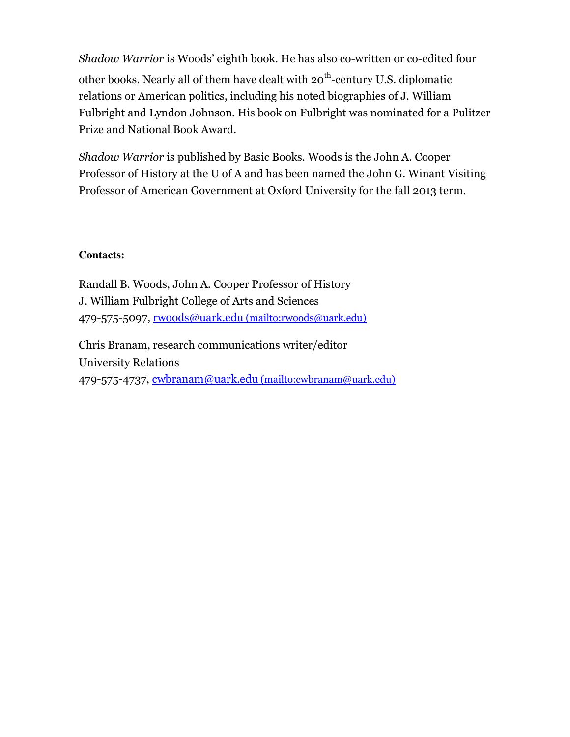*Shadow Warrior* is Woods' eighth book. He has also co-written or co-edited four other books. Nearly all of them have dealt with 20th-century U.S. diplomatic relations or American politics, including his noted biographies of J. William Fulbright and Lyndon Johnson. His book on Fulbright was nominated for a Pulitzer Prize and National Book Award.

*Shadow Warrior* is published by Basic Books. Woods is the John A. Cooper Professor of History at the U of A and has been named the John G. Winant Visiting Professor of American Government at Oxford University for the fall 2013 term.

**Contacts:**

Randall B. Woods, John A. Cooper Professor of History
J. William Fulbright College of Arts and Sciences
479-575-5097, [rwoods@uark.edu](mailto:rwoods@uark.edu) (mailto:rwoods@uark.edu)

Chris Branam, research communications writer/editor
University Relations
479-575-4737, [cwbranam@uark.edu](mailto:cwbranam@uark.edu) (mailto:cwbranam@uark.edu)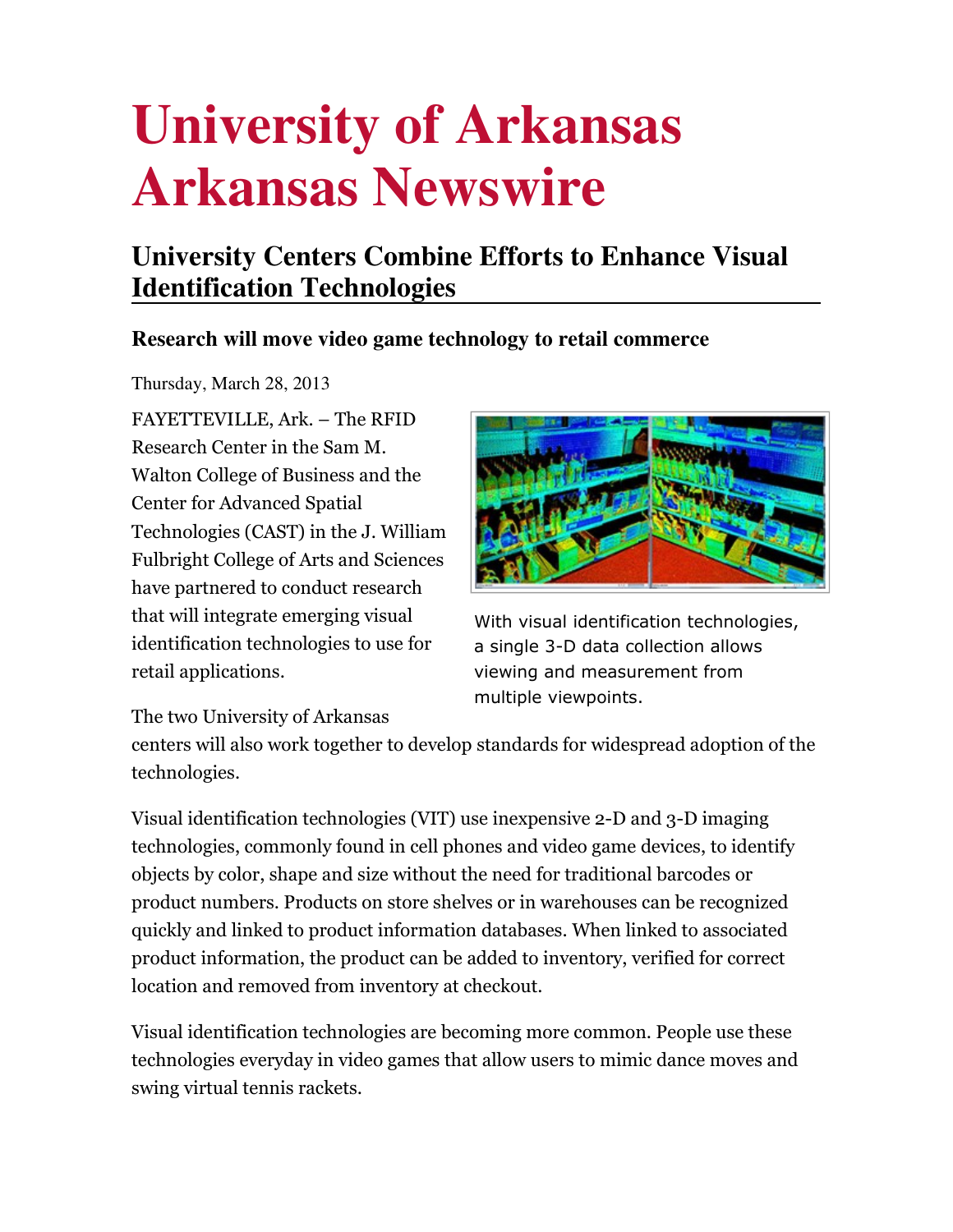# University of Arkansas
# Arkansas Newswire

## University Centers Combine Efforts to Enhance Visual Identification Technologies

### Research will move video game technology to retail commerce

Thursday, March 28, 2013

FAYETTEVILLE, Ark. – The RFID Research Center in the Sam M. Walton College of Business and the Center for Advanced Spatial Technologies (CAST) in the J. William Fulbright College of Arts and Sciences have partnered to conduct research that will integrate emerging visual identification technologies to use for retail applications.

With visual identification technologies, a single 3-D data collection allows viewing and measurement from multiple viewpoints.

The two University of Arkansas centers will also work together to develop standards for widespread adoption of the technologies.

Visual identification technologies (VIT) use inexpensive 2-D and 3-D imaging technologies, commonly found in cell phones and video game devices, to identify objects by color, shape and size without the need for traditional barcodes or product numbers. Products on store shelves or in warehouses can be recognized quickly and linked to product information databases. When linked to associated product information, the product can be added to inventory, verified for correct location and removed from inventory at checkout.

Visual identification technologies are becoming more common. People use these technologies everyday in video games that allow users to mimic dance moves and swing virtual tennis rackets.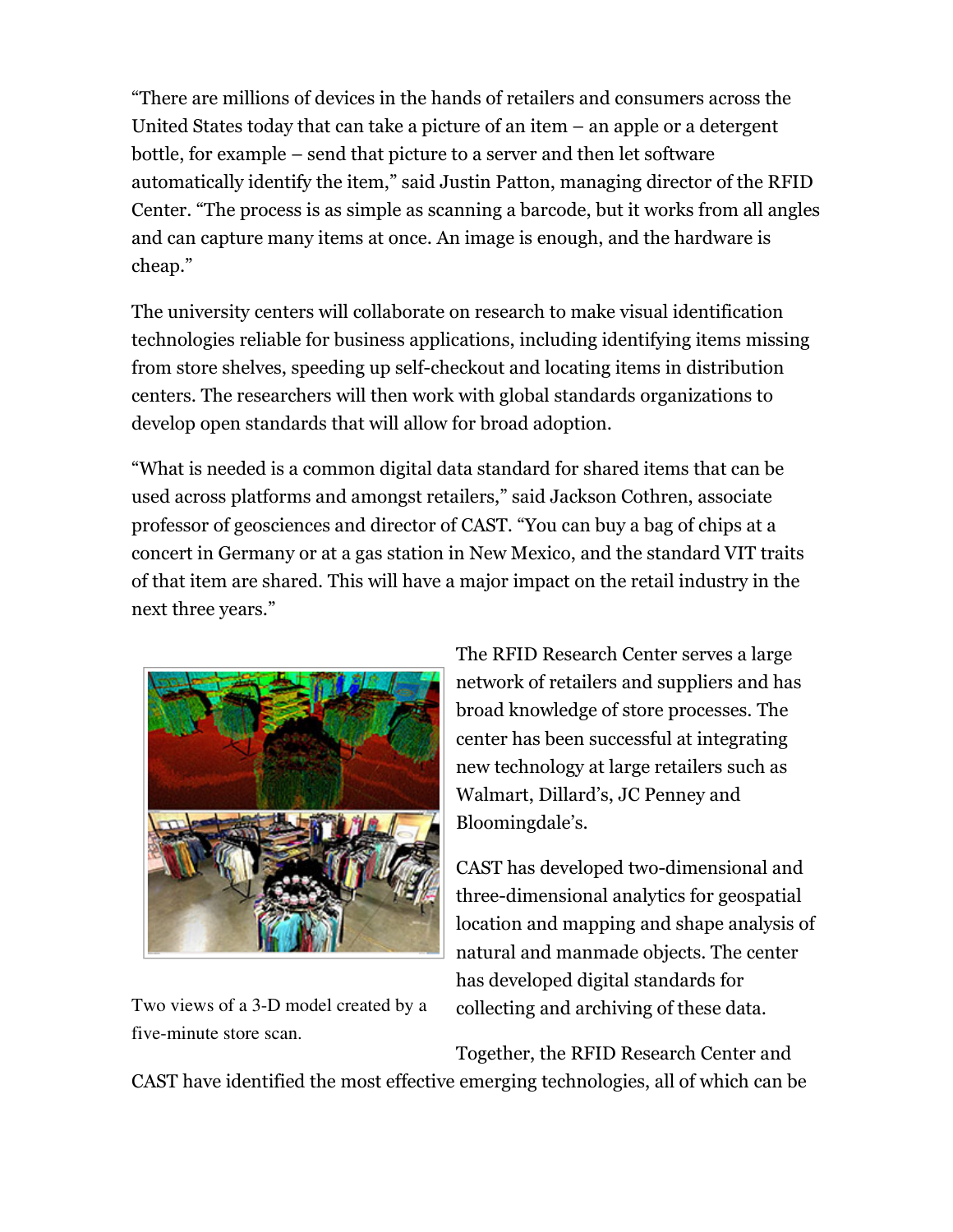"There are millions of devices in the hands of retailers and consumers across the United States today that can take a picture of an item – an apple or a detergent bottle, for example – send that picture to a server and then let software automatically identify the item," said Justin Patton, managing director of the RFID Center. "The process is as simple as scanning a barcode, but it works from all angles and can capture many items at once. An image is enough, and the hardware is cheap."

The university centers will collaborate on research to make visual identification technologies reliable for business applications, including identifying items missing from store shelves, speeding up self-checkout and locating items in distribution centers. The researchers will then work with global standards organizations to develop open standards that will allow for broad adoption.

"What is needed is a common digital data standard for shared items that can be used across platforms and amongst retailers," said Jackson Cothren, associate professor of geosciences and director of CAST. "You can buy a bag of chips at a concert in Germany or at a gas station in New Mexico, and the standard VIT traits of that item are shared. This will have a major impact on the retail industry in the next three years."

Two views of a 3-D model created by a five-minute store scan.

The RFID Research Center serves a large network of retailers and suppliers and has broad knowledge of store processes. The center has been successful at integrating new technology at large retailers such as Walmart, Dillard's, JC Penney and Bloomingdale's.

CAST has developed two-dimensional and three-dimensional analytics for geospatial location and mapping and shape analysis of natural and manmade objects. The center has developed digital standards for collecting and archiving of these data.

Together, the RFID Research Center and CAST have identified the most effective emerging technologies, all of which can be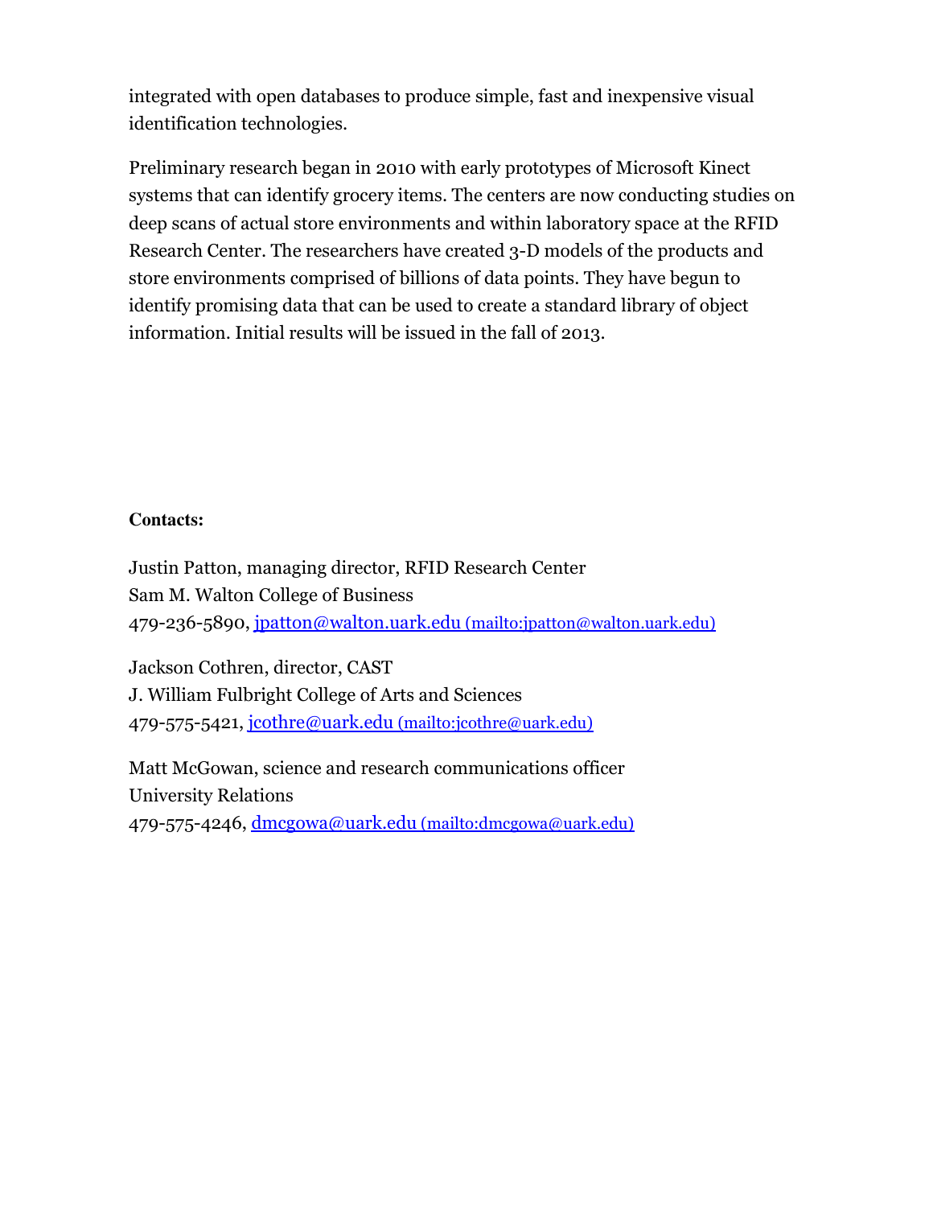integrated with open databases to produce simple, fast and inexpensive visual identification technologies.

Preliminary research began in 2010 with early prototypes of Microsoft Kinect systems that can identify grocery items. The centers are now conducting studies on deep scans of actual store environments and within laboratory space at the RFID Research Center. The researchers have created 3-D models of the products and store environments comprised of billions of data points. They have begun to identify promising data that can be used to create a standard library of object information. Initial results will be issued in the fall of 2013.

**Contacts:**

Justin Patton, managing director, RFID Research Center
Sam M. Walton College of Business
479-236-5890, [jpatton@walton.uark.edu (mailto:jpatton@walton.uark.edu)](mailto:jpatton@walton.uark.edu)

Jackson Cothren, director, CAST
J. William Fulbright College of Arts and Sciences
479-575-5421, [jcothre@uark.edu (mailto:jcothre@uark.edu)](mailto:jcothre@uark.edu)

Matt McGowan, science and research communications officer
University Relations
479-575-4246, [dmcgowa@uark.edu (mailto:dmcgowa@uark.edu)](mailto:dmcgowa@uark.edu)